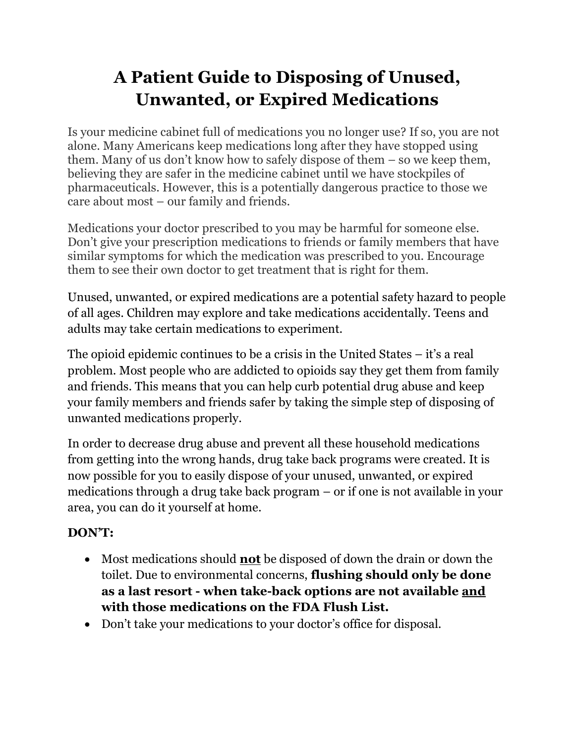# A Patient Guide to Disposing of Unused, Unwanted, or Expired Medications

Is your medicine cabinet full of medications you no longer use? If so, you are not alone. Many Americans keep medications long after they have stopped using them. Many of us don't know how to safely dispose of them – so we keep them, believing they are safer in the medicine cabinet until we have stockpiles of pharmaceuticals. However, this is a potentially dangerous practice to those we care about most – our family and friends.

Medications your doctor prescribed to you may be harmful for someone else. Don't give your prescription medications to friends or family members that have similar symptoms for which the medication was prescribed to you. Encourage them to see their own doctor to get treatment that is right for them.

Unused, unwanted, or expired medications are a potential safety hazard to people of all ages. Children may explore and take medications accidentally. Teens and adults may take certain medications to experiment.

The opioid epidemic continues to be a crisis in the United States – it's a real problem. Most people who are addicted to opioids say they get them from family and friends. This means that you can help curb potential drug abuse and keep your family members and friends safer by taking the simple step of disposing of unwanted medications properly.

In order to decrease drug abuse and prevent all these household medications from getting into the wrong hands, drug take back programs were created. It is now possible for you to easily dispose of your unused, unwanted, or expired medications through a drug take back program – or if one is not available in your area, you can do it yourself at home.

**DON'T:**

- Most medications should **<u>not</u>** be disposed of down the drain or down the toilet. Due to environmental concerns, **flushing should only be done as a last resort - when take-back options are not available <u>and</u> with those medications on the FDA Flush List.**
- Don't take your medications to your doctor's office for disposal.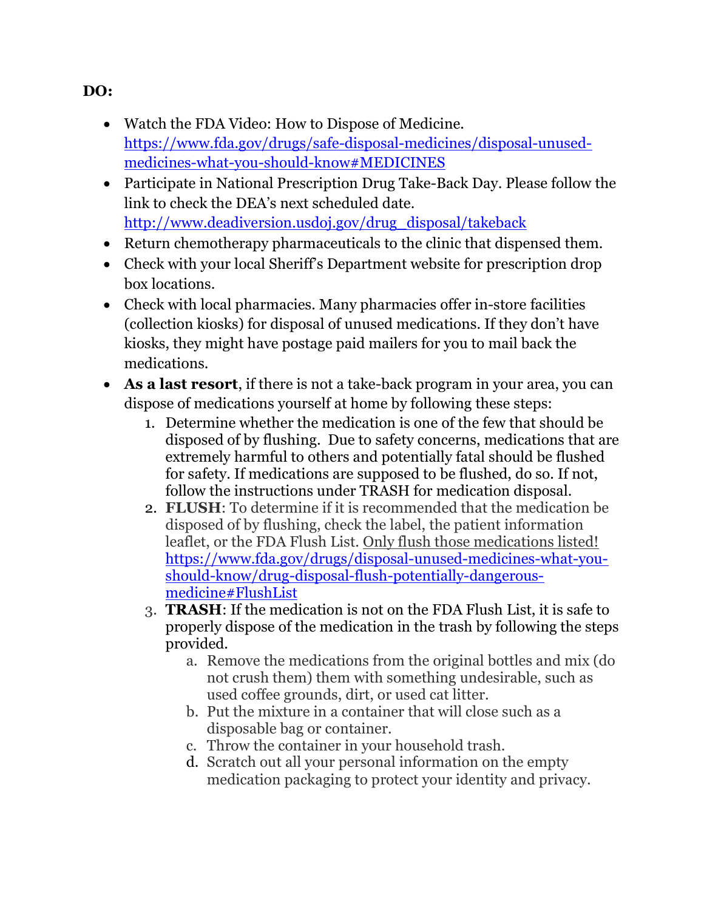**DO:**

- Watch the FDA Video: How to Dispose of Medicine. https://www.fda.gov/drugs/safe-disposal-medicines/disposal-unused-medicines-what-you-should-know#MEDICINES
- Participate in National Prescription Drug Take-Back Day. Please follow the link to check the DEA's next scheduled date. http://www.deadiversion.usdoj.gov/drug_disposal/takeback
- Return chemotherapy pharmaceuticals to the clinic that dispensed them.
- Check with your local Sheriff's Department website for prescription drop box locations.
- Check with local pharmacies. Many pharmacies offer in-store facilities (collection kiosks) for disposal of unused medications. If they don't have kiosks, they might have postage paid mailers for you to mail back the medications.
- **As a last resort**, if there is not a take-back program in your area, you can dispose of medications yourself at home by following these steps:
    1. Determine whether the medication is one of the few that should be disposed of by flushing. Due to safety concerns, medications that are extremely harmful to others and potentially fatal should be flushed for safety. If medications are supposed to be flushed, do so. If not, follow the instructions under TRASH for medication disposal.
    2. **FLUSH**: To determine if it is recommended that the medication be disposed of by flushing, check the label, the patient information leaflet, or the FDA Flush List. <u>Only flush those medications listed!</u> https://www.fda.gov/drugs/disposal-unused-medicines-what-you-should-know/drug-disposal-flush-potentially-dangerous-medicine#FlushList
    3. **TRASH**: If the medication is not on the FDA Flush List, it is safe to properly dispose of the medication in the trash by following the steps provided.
        a. Remove the medications from the original bottles and mix (do not crush them) them with something undesirable, such as used coffee grounds, dirt, or used cat litter.
        b. Put the mixture in a container that will close such as a disposable bag or container.
        c. Throw the container in your household trash.
        d. Scratch out all your personal information on the empty medication packaging to protect your identity and privacy.